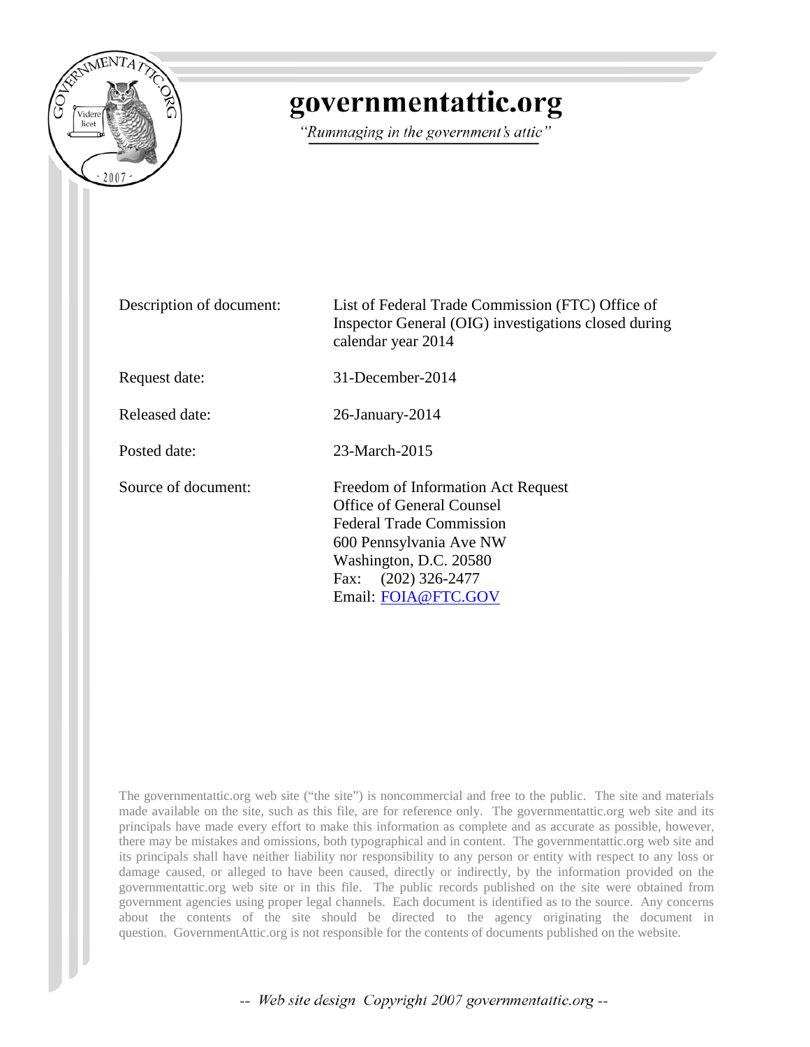# governmentattic.org

*"Rummaging in the government's attic"*

| | |
|---|---|
| Description of document: | List of Federal Trade Commission (FTC) Office of Inspector General (OIG) investigations closed during calendar year 2014 |
| Request date: | 31-December-2014 |
| Released date: | 26-January-2014 |
| Posted date: | 23-March-2015 |
| Source of document: | Freedom of Information Act Request<br>Office of General Counsel<br>Federal Trade Commission<br>600 Pennsylvania Ave NW<br>Washington, D.C. 20580<br>Fax: (202) 326-2477<br>Email: FOIA@FTC.GOV |

The governmentattic.org web site ("the site") is noncommercial and free to the public. The site and materials made available on the site, such as this file, are for reference only. The governmentattic.org web site and its principals have made every effort to make this information as complete and as accurate as possible, however, there may be mistakes and omissions, both typographical and in content. The governmentattic.org web site and its principals shall have neither liability nor responsibility to any person or entity with respect to any loss or damage caused, or alleged to have been caused, directly or indirectly, by the information provided on the governmentattic.org web site or in this file. The public records published on the site were obtained from government agencies using proper legal channels. Each document is identified as to the source. Any concerns about the contents of the site should be directed to the agency originating the document in question. GovernmentAttic.org is not responsible for the contents of documents published on the website.

-- Web site design Copyright 2007 governmentattic.org --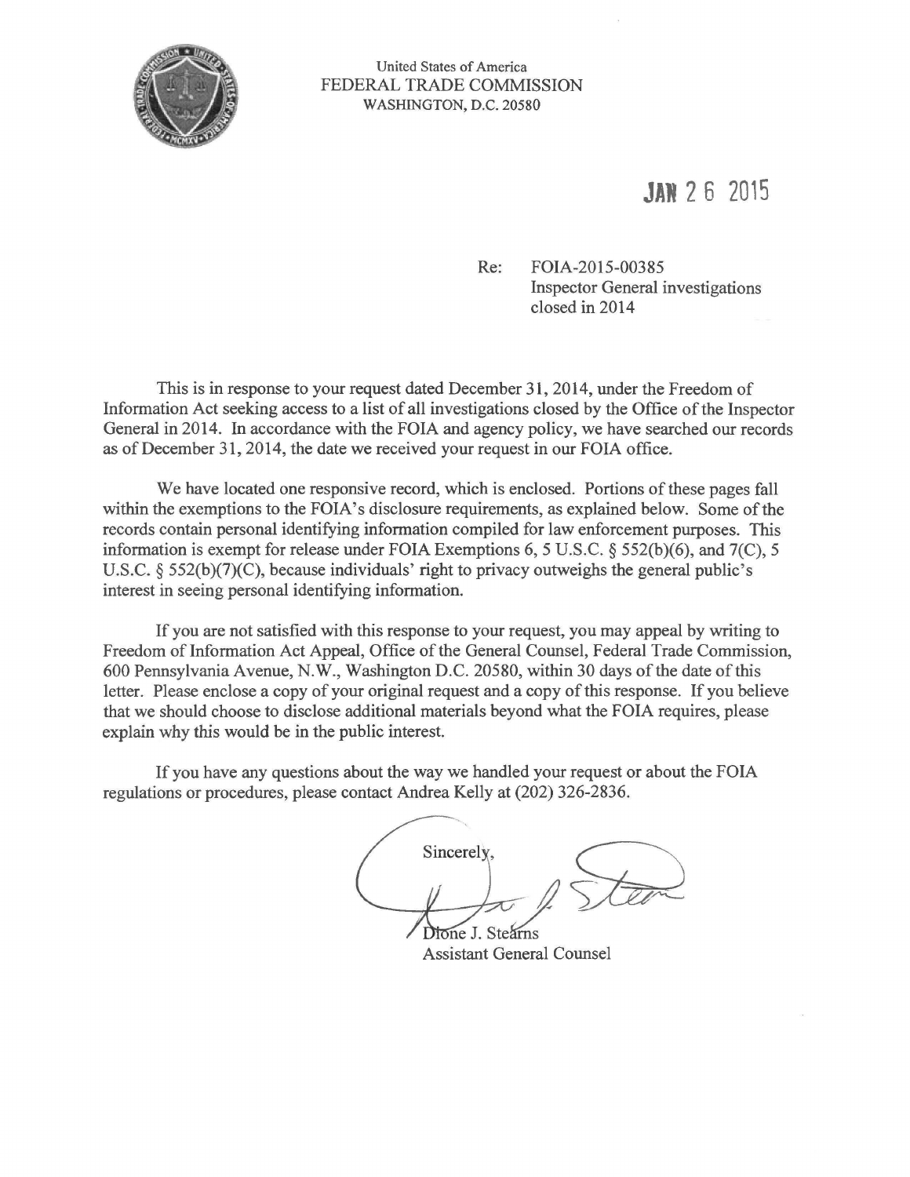United States of America
FEDERAL TRADE COMMISSION
WASHINGTON, D.C. 20580

JAN 26 2015

Re: FOIA-2015-00385
Inspector General investigations
closed in 2014

This is in response to your request dated December 31, 2014, under the Freedom of Information Act seeking access to a list of all investigations closed by the Office of the Inspector General in 2014. In accordance with the FOIA and agency policy, we have searched our records as of December 31, 2014, the date we received your request in our FOIA office.

We have located one responsive record, which is enclosed. Portions of these pages fall within the exemptions to the FOIA's disclosure requirements, as explained below. Some of the records contain personal identifying information compiled for law enforcement purposes. This information is exempt for release under FOIA Exemptions 6, 5 U.S.C. § 552(b)(6), and 7(C), 5 U.S.C. § 552(b)(7)(C), because individuals' right to privacy outweighs the general public's interest in seeing personal identifying information.

If you are not satisfied with this response to your request, you may appeal by writing to Freedom of Information Act Appeal, Office of the General Counsel, Federal Trade Commission, 600 Pennsylvania Avenue, N.W., Washington D.C. 20580, within 30 days of the date of this letter. Please enclose a copy of your original request and a copy of this response. If you believe that we should choose to disclose additional materials beyond what the FOIA requires, please explain why this would be in the public interest.

If you have any questions about the way we handled your request or about the FOIA regulations or procedures, please contact Andrea Kelly at (202) 326-2836.

Sincerely,

Dione J. Stearns
Assistant General Counsel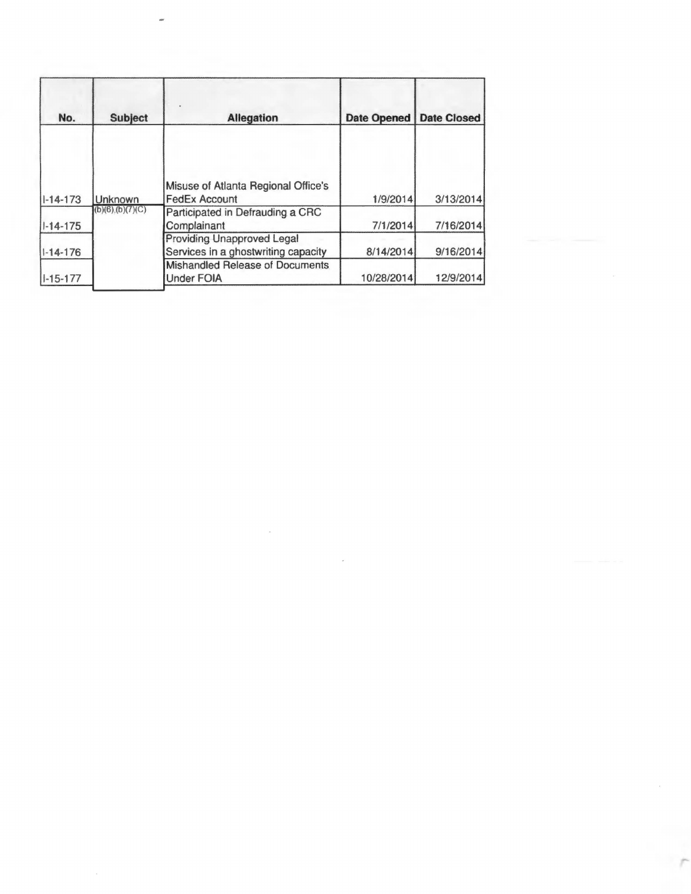| No. | Subject | Allegation | Date Opened | Date Closed |
|---|---|---|---|---|
| I-14-173 | Unknown | Misuse of Atlanta Regional Office's FedEx Account | 1/9/2014 | 3/13/2014 |
| I-14-175 | (b)(6),(b)(7)(C) | Participated in Defrauding a CRC Complainant | 7/1/2014 | 7/16/2014 |
| I-14-176 | | Providing Unapproved Legal Services in a ghostwriting capacity | 8/14/2014 | 9/16/2014 |
| I-15-177 | | Mishandled Release of Documents Under FOIA | 10/28/2014 | 12/9/2014 |